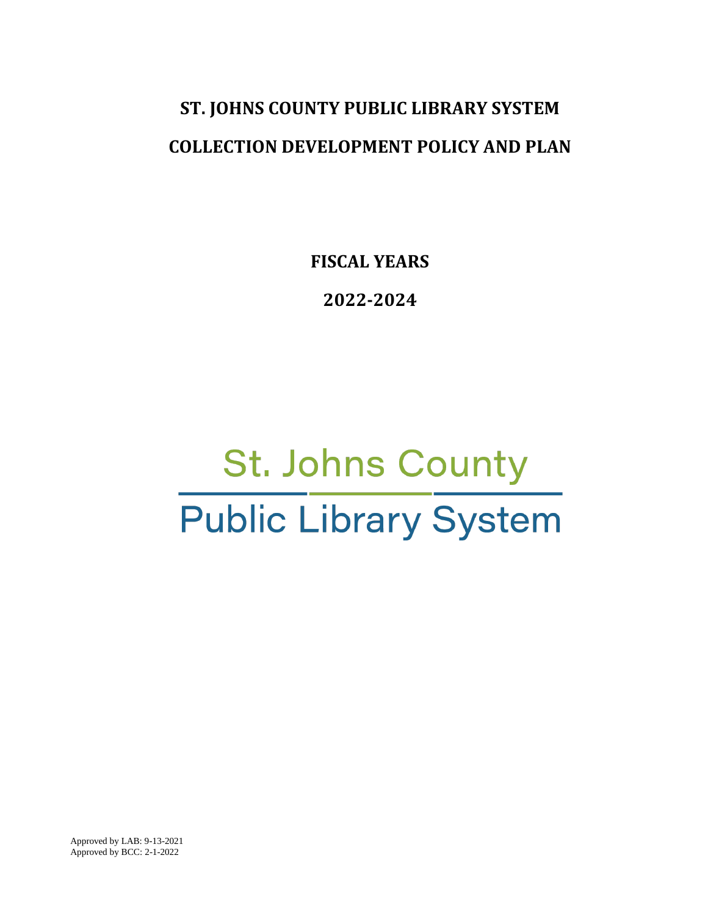# ST. JOHNS COUNTY PUBLIC LIBRARY SYSTEM

# COLLECTION DEVELOPMENT POLICY AND PLAN

**FISCAL YEARS**

**2022-2024**

St. Johns County

Public Library System

Approved by LAB: 9-13-2021
Approved by BCC: 2-1-2022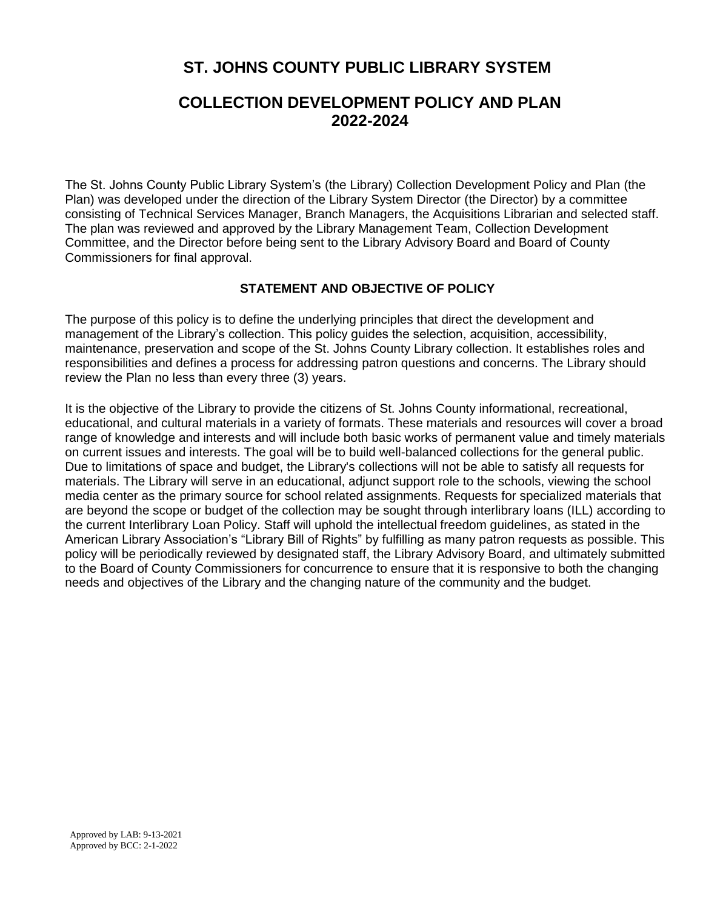# ST. JOHNS COUNTY PUBLIC LIBRARY SYSTEM

## COLLECTION DEVELOPMENT POLICY AND PLAN 2022-2024

The St. Johns County Public Library System's (the Library) Collection Development Policy and Plan (the Plan) was developed under the direction of the Library System Director (the Director) by a committee consisting of Technical Services Manager, Branch Managers, the Acquisitions Librarian and selected staff. The plan was reviewed and approved by the Library Management Team, Collection Development Committee, and the Director before being sent to the Library Advisory Board and Board of County Commissioners for final approval.

### STATEMENT AND OBJECTIVE OF POLICY

The purpose of this policy is to define the underlying principles that direct the development and management of the Library's collection. This policy guides the selection, acquisition, accessibility, maintenance, preservation and scope of the St. Johns County Library collection. It establishes roles and responsibilities and defines a process for addressing patron questions and concerns. The Library should review the Plan no less than every three (3) years.

It is the objective of the Library to provide the citizens of St. Johns County informational, recreational, educational, and cultural materials in a variety of formats. These materials and resources will cover a broad range of knowledge and interests and will include both basic works of permanent value and timely materials on current issues and interests. The goal will be to build well-balanced collections for the general public. Due to limitations of space and budget, the Library's collections will not be able to satisfy all requests for materials. The Library will serve in an educational, adjunct support role to the schools, viewing the school media center as the primary source for school related assignments. Requests for specialized materials that are beyond the scope or budget of the collection may be sought through interlibrary loans (ILL) according to the current Interlibrary Loan Policy. Staff will uphold the intellectual freedom guidelines, as stated in the American Library Association's "Library Bill of Rights" by fulfilling as many patron requests as possible. This policy will be periodically reviewed by designated staff, the Library Advisory Board, and ultimately submitted to the Board of County Commissioners for concurrence to ensure that it is responsive to both the changing needs and objectives of the Library and the changing nature of the community and the budget.

Approved by LAB: 9-13-2021
Approved by BCC: 2-1-2022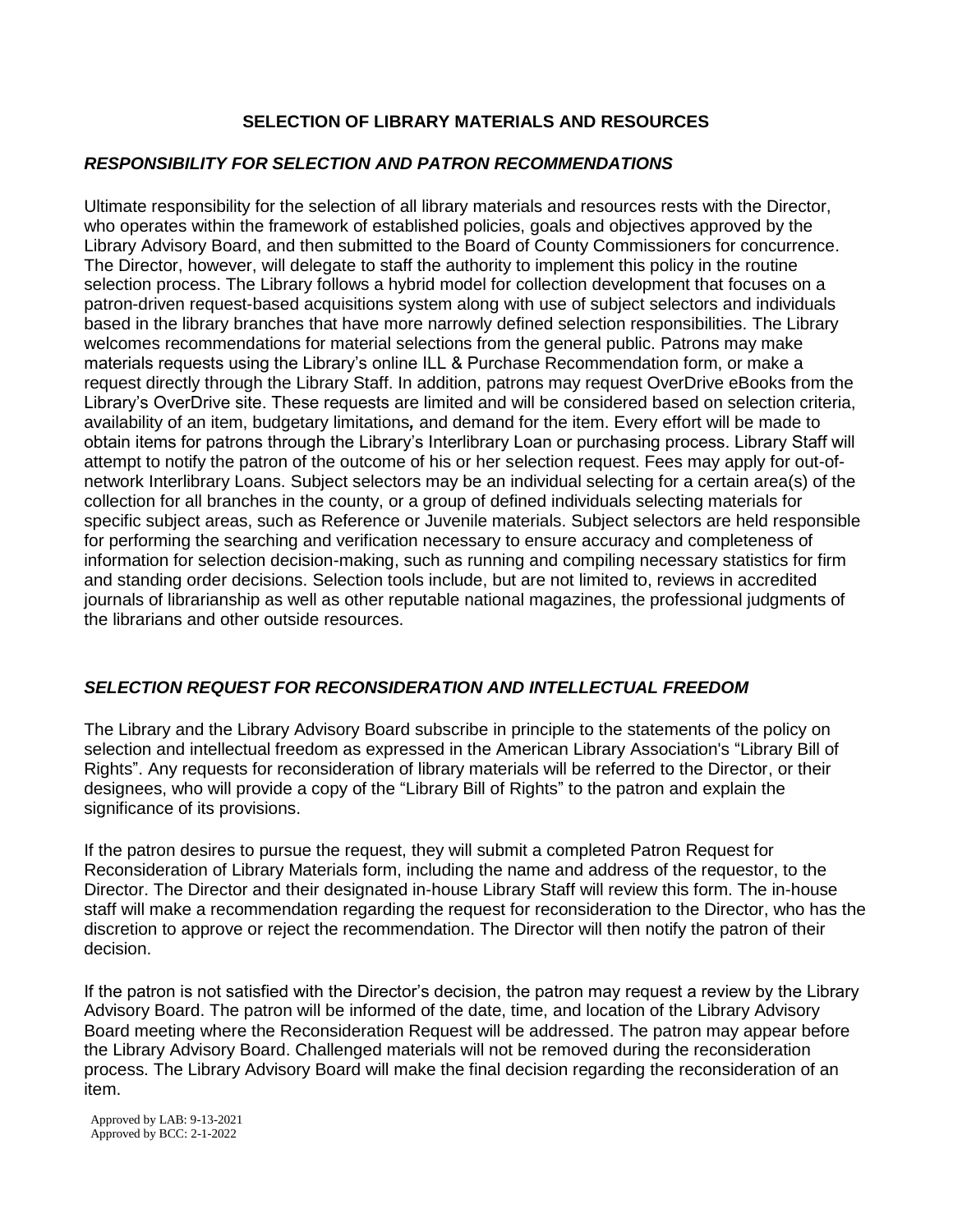## SELECTION OF LIBRARY MATERIALS AND RESOURCES

### *RESPONSIBILITY FOR SELECTION AND PATRON RECOMMENDATIONS*

Ultimate responsibility for the selection of all library materials and resources rests with the Director, who operates within the framework of established policies, goals and objectives approved by the Library Advisory Board, and then submitted to the Board of County Commissioners for concurrence. The Director, however, will delegate to staff the authority to implement this policy in the routine selection process. The Library follows a hybrid model for collection development that focuses on a patron-driven request-based acquisitions system along with use of subject selectors and individuals based in the library branches that have more narrowly defined selection responsibilities. The Library welcomes recommendations for material selections from the general public. Patrons may make materials requests using the Library's online ILL & Purchase Recommendation form, or make a request directly through the Library Staff. In addition, patrons may request OverDrive eBooks from the Library's OverDrive site. These requests are limited and will be considered based on selection criteria, availability of an item, budgetary limitations, and demand for the item. Every effort will be made to obtain items for patrons through the Library's Interlibrary Loan or purchasing process. Library Staff will attempt to notify the patron of the outcome of his or her selection request. Fees may apply for out-of-network Interlibrary Loans. Subject selectors may be an individual selecting for a certain area(s) of the collection for all branches in the county, or a group of defined individuals selecting materials for specific subject areas, such as Reference or Juvenile materials. Subject selectors are held responsible for performing the searching and verification necessary to ensure accuracy and completeness of information for selection decision-making, such as running and compiling necessary statistics for firm and standing order decisions. Selection tools include, but are not limited to, reviews in accredited journals of librarianship as well as other reputable national magazines, the professional judgments of the librarians and other outside resources.

### *SELECTION REQUEST FOR RECONSIDERATION AND INTELLECTUAL FREEDOM*

The Library and the Library Advisory Board subscribe in principle to the statements of the policy on selection and intellectual freedom as expressed in the American Library Association's "Library Bill of Rights". Any requests for reconsideration of library materials will be referred to the Director, or their designees, who will provide a copy of the "Library Bill of Rights" to the patron and explain the significance of its provisions.

If the patron desires to pursue the request, they will submit a completed Patron Request for Reconsideration of Library Materials form, including the name and address of the requestor, to the Director. The Director and their designated in-house Library Staff will review this form. The in-house staff will make a recommendation regarding the request for reconsideration to the Director, who has the discretion to approve or reject the recommendation. The Director will then notify the patron of their decision.

If the patron is not satisfied with the Director's decision, the patron may request a review by the Library Advisory Board. The patron will be informed of the date, time, and location of the Library Advisory Board meeting where the Reconsideration Request will be addressed. The patron may appear before the Library Advisory Board. Challenged materials will not be removed during the reconsideration process. The Library Advisory Board will make the final decision regarding the reconsideration of an item.

Approved by LAB: 9-13-2021
Approved by BCC: 2-1-2022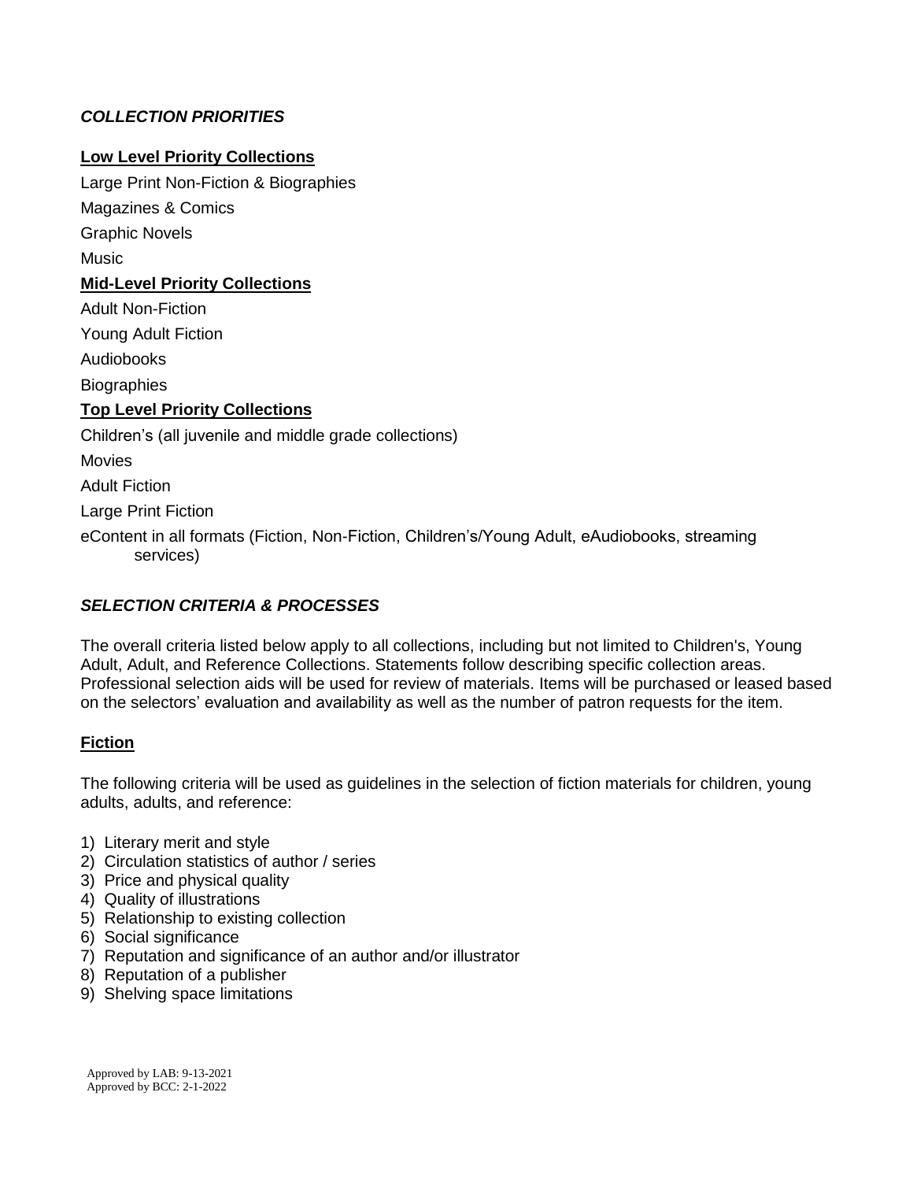## *COLLECTION PRIORITIES*

**Low Level Priority Collections**

Large Print Non-Fiction & Biographies

Magazines & Comics

Graphic Novels

Music

**Mid-Level Priority Collections**

Adult Non-Fiction

Young Adult Fiction

Audiobooks

Biographies

**Top Level Priority Collections**

Children's (all juvenile and middle grade collections)

Movies

Adult Fiction

Large Print Fiction

eContent in all formats (Fiction, Non-Fiction, Children's/Young Adult, eAudiobooks, streaming services)

## *SELECTION CRITERIA & PROCESSES*

The overall criteria listed below apply to all collections, including but not limited to Children's, Young Adult, Adult, and Reference Collections. Statements follow describing specific collection areas. Professional selection aids will be used for review of materials. Items will be purchased or leased based on the selectors' evaluation and availability as well as the number of patron requests for the item.

### Fiction

The following criteria will be used as guidelines in the selection of fiction materials for children, young adults, adults, and reference:

1) Literary merit and style
2) Circulation statistics of author / series
3) Price and physical quality
4) Quality of illustrations
5) Relationship to existing collection
6) Social significance
7) Reputation and significance of an author and/or illustrator
8) Reputation of a publisher
9) Shelving space limitations

Approved by LAB: 9-13-2021
Approved by BCC: 2-1-2022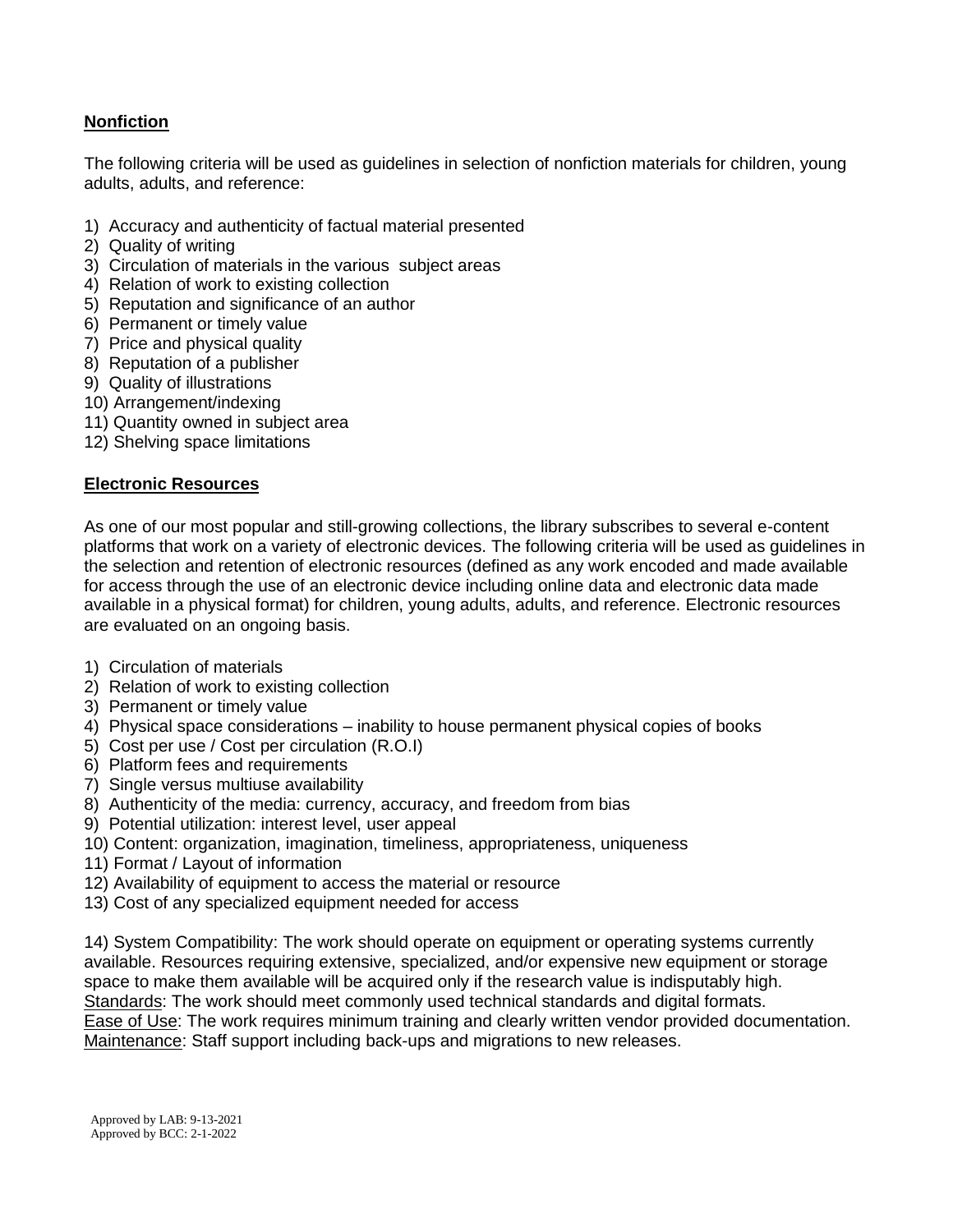## Nonfiction

The following criteria will be used as guidelines in selection of nonfiction materials for children, young adults, adults, and reference:

1) Accuracy and authenticity of factual material presented
2) Quality of writing
3) Circulation of materials in the various subject areas
4) Relation of work to existing collection
5) Reputation and significance of an author
6) Permanent or timely value
7) Price and physical quality
8) Reputation of a publisher
9) Quality of illustrations
10) Arrangement/indexing
11) Quantity owned in subject area
12) Shelving space limitations

## Electronic Resources

As one of our most popular and still-growing collections, the library subscribes to several e-content platforms that work on a variety of electronic devices. The following criteria will be used as guidelines in the selection and retention of electronic resources (defined as any work encoded and made available for access through the use of an electronic device including online data and electronic data made available in a physical format) for children, young adults, adults, and reference. Electronic resources are evaluated on an ongoing basis.

1) Circulation of materials
2) Relation of work to existing collection
3) Permanent or timely value
4) Physical space considerations – inability to house permanent physical copies of books
5) Cost per use / Cost per circulation (R.O.I)
6) Platform fees and requirements
7) Single versus multiuse availability
8) Authenticity of the media: currency, accuracy, and freedom from bias
9) Potential utilization: interest level, user appeal
10) Content: organization, imagination, timeliness, appropriateness, uniqueness
11) Format / Layout of information
12) Availability of equipment to access the material or resource
13) Cost of any specialized equipment needed for access

14) System Compatibility: The work should operate on equipment or operating systems currently available. Resources requiring extensive, specialized, and/or expensive new equipment or storage space to make them available will be acquired only if the research value is indisputably high.
Standards: The work should meet commonly used technical standards and digital formats.
Ease of Use: The work requires minimum training and clearly written vendor provided documentation.
Maintenance: Staff support including back-ups and migrations to new releases.

Approved by LAB: 9-13-2021
Approved by BCC: 2-1-2022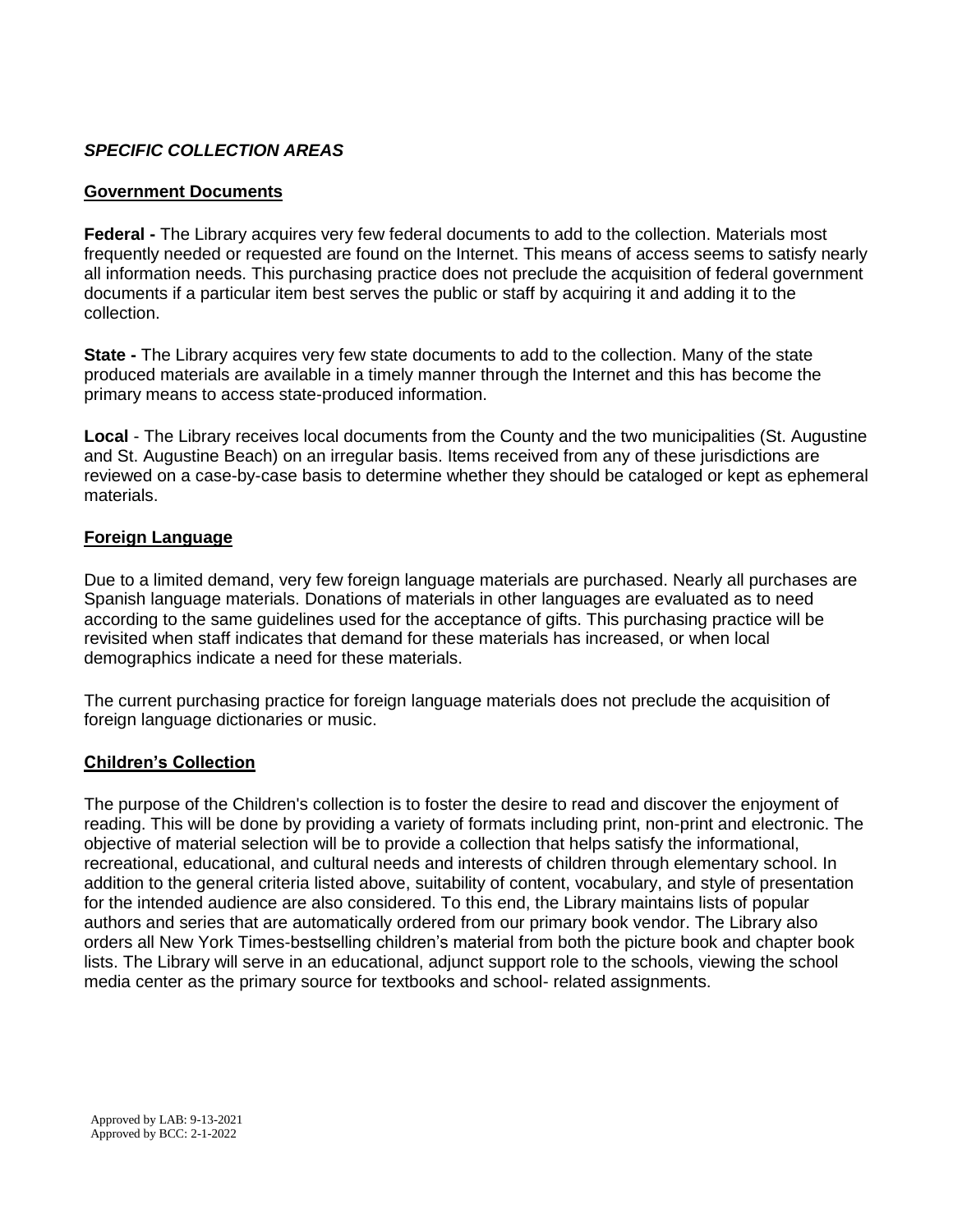## *SPECIFIC COLLECTION AREAS*

### Government Documents

**Federal -** The Library acquires very few federal documents to add to the collection. Materials most frequently needed or requested are found on the Internet. This means of access seems to satisfy nearly all information needs. This purchasing practice does not preclude the acquisition of federal government documents if a particular item best serves the public or staff by acquiring it and adding it to the collection.

**State -** The Library acquires very few state documents to add to the collection. Many of the state produced materials are available in a timely manner through the Internet and this has become the primary means to access state-produced information.

**Local** - The Library receives local documents from the County and the two municipalities (St. Augustine and St. Augustine Beach) on an irregular basis. Items received from any of these jurisdictions are reviewed on a case-by-case basis to determine whether they should be cataloged or kept as ephemeral materials.

### Foreign Language

Due to a limited demand, very few foreign language materials are purchased. Nearly all purchases are Spanish language materials. Donations of materials in other languages are evaluated as to need according to the same guidelines used for the acceptance of gifts. This purchasing practice will be revisited when staff indicates that demand for these materials has increased, or when local demographics indicate a need for these materials.

The current purchasing practice for foreign language materials does not preclude the acquisition of foreign language dictionaries or music.

### Children's Collection

The purpose of the Children's collection is to foster the desire to read and discover the enjoyment of reading. This will be done by providing a variety of formats including print, non-print and electronic. The objective of material selection will be to provide a collection that helps satisfy the informational, recreational, educational, and cultural needs and interests of children through elementary school. In addition to the general criteria listed above, suitability of content, vocabulary, and style of presentation for the intended audience are also considered. To this end, the Library maintains lists of popular authors and series that are automatically ordered from our primary book vendor. The Library also orders all New York Times-bestselling children's material from both the picture book and chapter book lists. The Library will serve in an educational, adjunct support role to the schools, viewing the school media center as the primary source for textbooks and school- related assignments.

Approved by LAB: 9-13-2021
Approved by BCC: 2-1-2022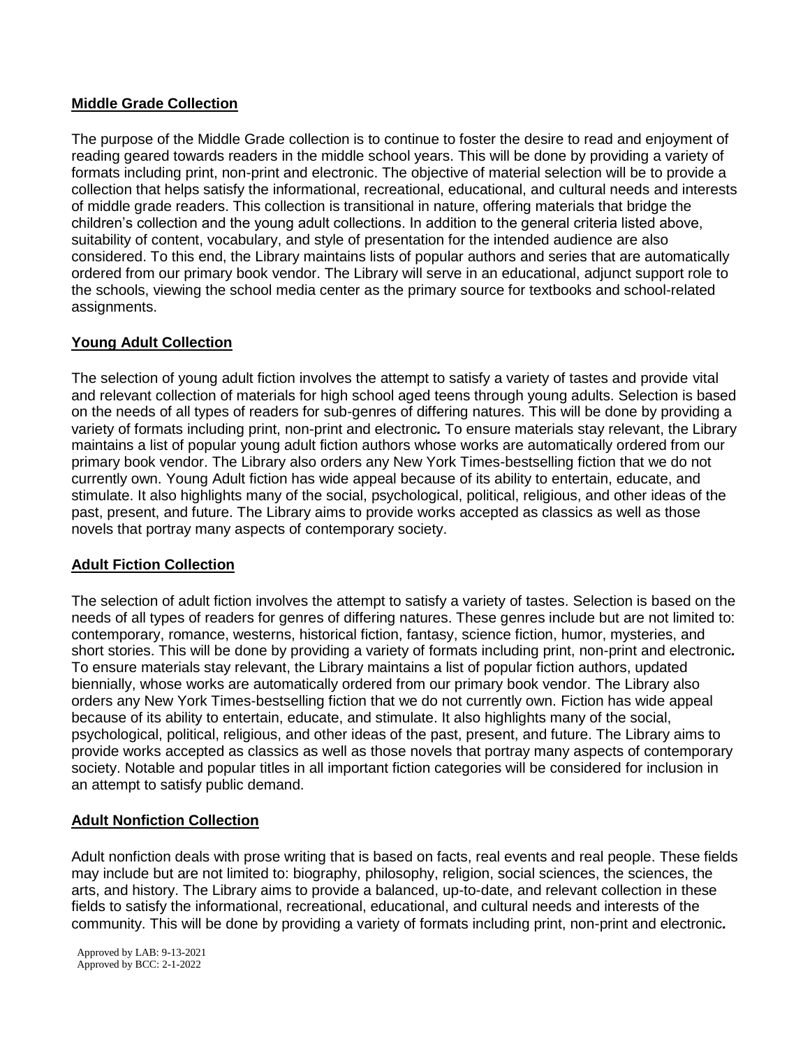## Middle Grade Collection

The purpose of the Middle Grade collection is to continue to foster the desire to read and enjoyment of reading geared towards readers in the middle school years. This will be done by providing a variety of formats including print, non-print and electronic. The objective of material selection will be to provide a collection that helps satisfy the informational, recreational, educational, and cultural needs and interests of middle grade readers. This collection is transitional in nature, offering materials that bridge the children's collection and the young adult collections. In addition to the general criteria listed above, suitability of content, vocabulary, and style of presentation for the intended audience are also considered. To this end, the Library maintains lists of popular authors and series that are automatically ordered from our primary book vendor. The Library will serve in an educational, adjunct support role to the schools, viewing the school media center as the primary source for textbooks and school-related assignments.

## Young Adult Collection

The selection of young adult fiction involves the attempt to satisfy a variety of tastes and provide vital and relevant collection of materials for high school aged teens through young adults. Selection is based on the needs of all types of readers for sub-genres of differing natures. This will be done by providing a variety of formats including print, non-print and electronic*.* To ensure materials stay relevant, the Library maintains a list of popular young adult fiction authors whose works are automatically ordered from our primary book vendor. The Library also orders any New York Times-bestselling fiction that we do not currently own. Young Adult fiction has wide appeal because of its ability to entertain, educate, and stimulate. It also highlights many of the social, psychological, political, religious, and other ideas of the past, present, and future. The Library aims to provide works accepted as classics as well as those novels that portray many aspects of contemporary society.

## Adult Fiction Collection

The selection of adult fiction involves the attempt to satisfy a variety of tastes. Selection is based on the needs of all types of readers for genres of differing natures. These genres include but are not limited to: contemporary, romance, westerns, historical fiction, fantasy, science fiction, humor, mysteries, and short stories. This will be done by providing a variety of formats including print, non-print and electronic*.* To ensure materials stay relevant, the Library maintains a list of popular fiction authors, updated biennially, whose works are automatically ordered from our primary book vendor. The Library also orders any New York Times-bestselling fiction that we do not currently own. Fiction has wide appeal because of its ability to entertain, educate, and stimulate. It also highlights many of the social, psychological, political, religious, and other ideas of the past, present, and future. The Library aims to provide works accepted as classics as well as those novels that portray many aspects of contemporary society. Notable and popular titles in all important fiction categories will be considered for inclusion in an attempt to satisfy public demand.

## Adult Nonfiction Collection

Adult nonfiction deals with prose writing that is based on facts, real events and real people. These fields may include but are not limited to: biography, philosophy, religion, social sciences, the sciences, the arts, and history. The Library aims to provide a balanced, up-to-date, and relevant collection in these fields to satisfy the informational, recreational, educational, and cultural needs and interests of the community. This will be done by providing a variety of formats including print, non-print and electronic*.*

Approved by LAB: 9-13-2021
Approved by BCC: 2-1-2022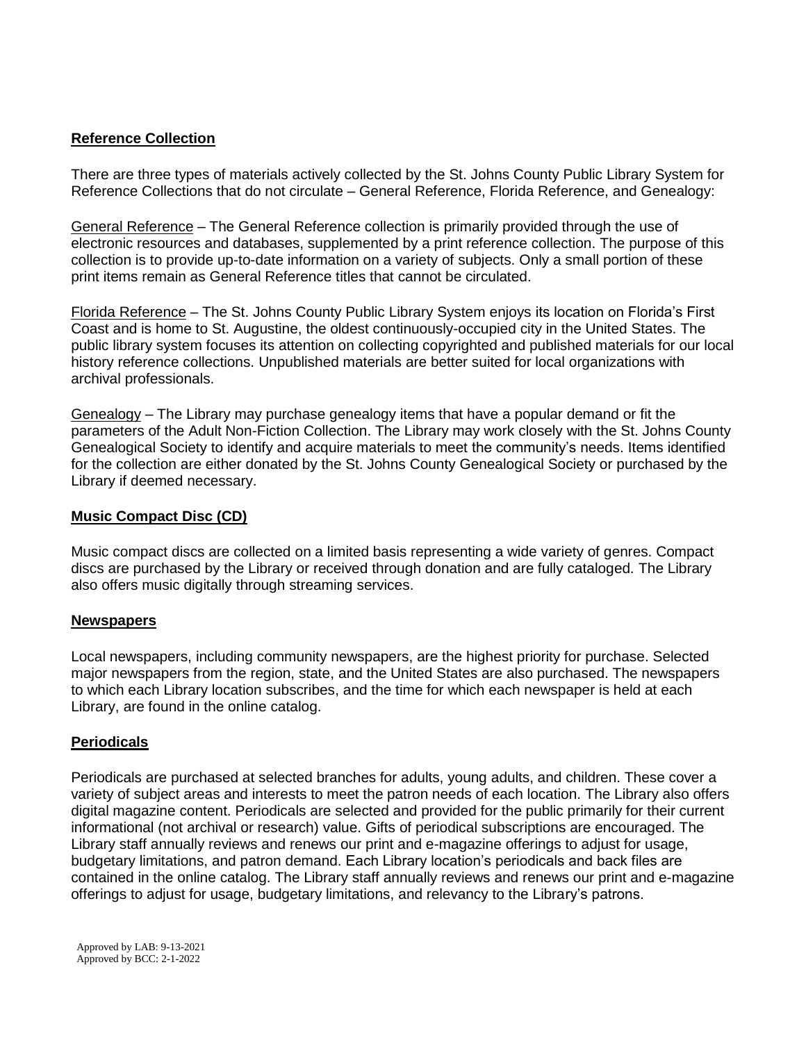## **Reference Collection**

There are three types of materials actively collected by the St. Johns County Public Library System for Reference Collections that do not circulate – General Reference, Florida Reference, and Genealogy:

General Reference – The General Reference collection is primarily provided through the use of electronic resources and databases, supplemented by a print reference collection. The purpose of this collection is to provide up-to-date information on a variety of subjects. Only a small portion of these print items remain as General Reference titles that cannot be circulated.

Florida Reference – The St. Johns County Public Library System enjoys its location on Florida's First Coast and is home to St. Augustine, the oldest continuously-occupied city in the United States. The public library system focuses its attention on collecting copyrighted and published materials for our local history reference collections. Unpublished materials are better suited for local organizations with archival professionals.

Genealogy – The Library may purchase genealogy items that have a popular demand or fit the parameters of the Adult Non-Fiction Collection. The Library may work closely with the St. Johns County Genealogical Society to identify and acquire materials to meet the community's needs. Items identified for the collection are either donated by the St. Johns County Genealogical Society or purchased by the Library if deemed necessary.

## **Music Compact Disc (CD)**

Music compact discs are collected on a limited basis representing a wide variety of genres. Compact discs are purchased by the Library or received through donation and are fully cataloged. The Library also offers music digitally through streaming services.

## **Newspapers**

Local newspapers, including community newspapers, are the highest priority for purchase. Selected major newspapers from the region, state, and the United States are also purchased. The newspapers to which each Library location subscribes, and the time for which each newspaper is held at each Library, are found in the online catalog.

## **Periodicals**

Periodicals are purchased at selected branches for adults, young adults, and children. These cover a variety of subject areas and interests to meet the patron needs of each location. The Library also offers digital magazine content. Periodicals are selected and provided for the public primarily for their current informational (not archival or research) value. Gifts of periodical subscriptions are encouraged. The Library staff annually reviews and renews our print and e-magazine offerings to adjust for usage, budgetary limitations, and patron demand. Each Library location's periodicals and back files are contained in the online catalog. The Library staff annually reviews and renews our print and e-magazine offerings to adjust for usage, budgetary limitations, and relevancy to the Library's patrons.

Approved by LAB: 9-13-2021
Approved by BCC: 2-1-2022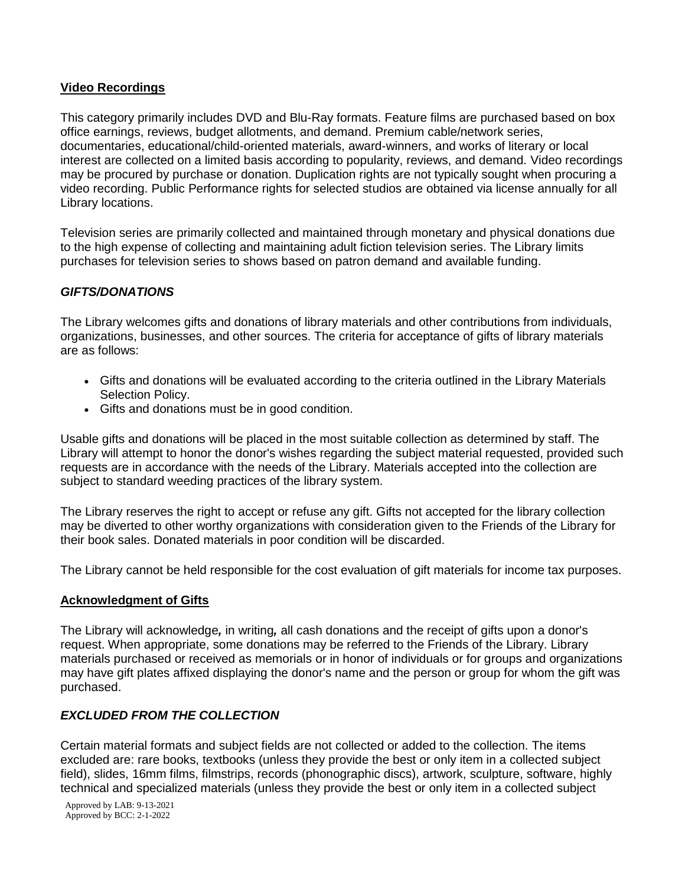### Video Recordings

This category primarily includes DVD and Blu-Ray formats. Feature films are purchased based on box office earnings, reviews, budget allotments, and demand. Premium cable/network series, documentaries, educational/child-oriented materials, award-winners, and works of literary or local interest are collected on a limited basis according to popularity, reviews, and demand. Video recordings may be procured by purchase or donation. Duplication rights are not typically sought when procuring a video recording. Public Performance rights for selected studios are obtained via license annually for all Library locations.

Television series are primarily collected and maintained through monetary and physical donations due to the high expense of collecting and maintaining adult fiction television series. The Library limits purchases for television series to shows based on patron demand and available funding.

## *GIFTS/DONATIONS*

The Library welcomes gifts and donations of library materials and other contributions from individuals, organizations, businesses, and other sources. The criteria for acceptance of gifts of library materials are as follows:

- Gifts and donations will be evaluated according to the criteria outlined in the Library Materials Selection Policy.
- Gifts and donations must be in good condition.

Usable gifts and donations will be placed in the most suitable collection as determined by staff. The Library will attempt to honor the donor's wishes regarding the subject material requested, provided such requests are in accordance with the needs of the Library. Materials accepted into the collection are subject to standard weeding practices of the library system.

The Library reserves the right to accept or refuse any gift. Gifts not accepted for the library collection may be diverted to other worthy organizations with consideration given to the Friends of the Library for their book sales. Donated materials in poor condition will be discarded.

The Library cannot be held responsible for the cost evaluation of gift materials for income tax purposes.

### Acknowledgment of Gifts

The Library will acknowledge*,* in writing*,* all cash donations and the receipt of gifts upon a donor's request. When appropriate, some donations may be referred to the Friends of the Library. Library materials purchased or received as memorials or in honor of individuals or for groups and organizations may have gift plates affixed displaying the donor's name and the person or group for whom the gift was purchased.

## *EXCLUDED FROM THE COLLECTION*

Certain material formats and subject fields are not collected or added to the collection. The items excluded are: rare books, textbooks (unless they provide the best or only item in a collected subject field), slides, 16mm films, filmstrips, records (phonographic discs), artwork, sculpture, software, highly technical and specialized materials (unless they provide the best or only item in a collected subject

Approved by LAB: 9-13-2021
Approved by BCC: 2-1-2022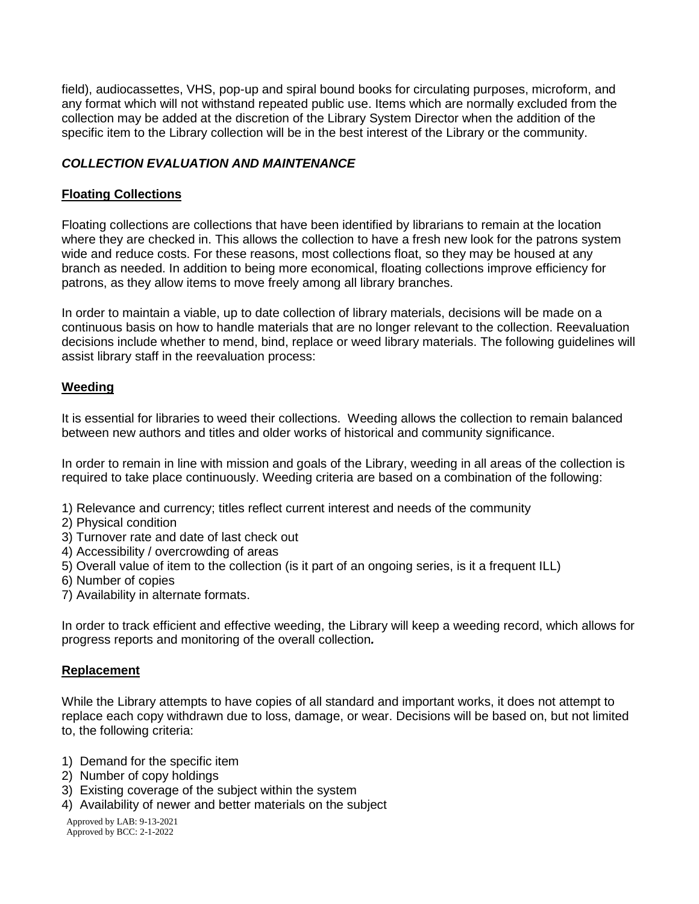field), audiocassettes, VHS, pop-up and spiral bound books for circulating purposes, microform, and any format which will not withstand repeated public use. Items which are normally excluded from the collection may be added at the discretion of the Library System Director when the addition of the specific item to the Library collection will be in the best interest of the Library or the community.

## ***COLLECTION EVALUATION AND MAINTENANCE***

### **Floating Collections**

Floating collections are collections that have been identified by librarians to remain at the location where they are checked in. This allows the collection to have a fresh new look for the patrons system wide and reduce costs. For these reasons, most collections float, so they may be housed at any branch as needed. In addition to being more economical, floating collections improve efficiency for patrons, as they allow items to move freely among all library branches.

In order to maintain a viable, up to date collection of library materials, decisions will be made on a continuous basis on how to handle materials that are no longer relevant to the collection. Reevaluation decisions include whether to mend, bind, replace or weed library materials. The following guidelines will assist library staff in the reevaluation process:

### **Weeding**

It is essential for libraries to weed their collections. Weeding allows the collection to remain balanced between new authors and titles and older works of historical and community significance.

In order to remain in line with mission and goals of the Library, weeding in all areas of the collection is required to take place continuously. Weeding criteria are based on a combination of the following:

1) Relevance and currency; titles reflect current interest and needs of the community
2) Physical condition
3) Turnover rate and date of last check out
4) Accessibility / overcrowding of areas
5) Overall value of item to the collection (is it part of an ongoing series, is it a frequent ILL)
6) Number of copies
7) Availability in alternate formats.

In order to track efficient and effective weeding, the Library will keep a weeding record, which allows for progress reports and monitoring of the overall collection***.***

### **Replacement**

While the Library attempts to have copies of all standard and important works, it does not attempt to replace each copy withdrawn due to loss, damage, or wear. Decisions will be based on, but not limited to, the following criteria:

1) Demand for the specific item
2) Number of copy holdings
3) Existing coverage of the subject within the system
4) Availability of newer and better materials on the subject

Approved by LAB: 9-13-2021
Approved by BCC: 2-1-2022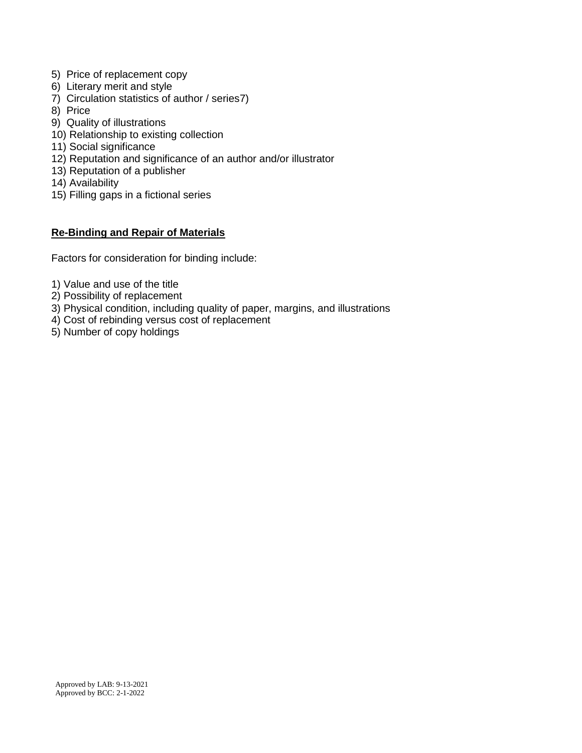5) Price of replacement copy
6) Literary merit and style
7) Circulation statistics of author / series7)
8) Price
9) Quality of illustrations
10) Relationship to existing collection
11) Social significance
12) Reputation and significance of an author and/or illustrator
13) Reputation of a publisher
14) Availability
15) Filling gaps in a fictional series

**<u>Re-Binding and Repair of Materials</u>**

Factors for consideration for binding include:

1) Value and use of the title
2) Possibility of replacement
3) Physical condition, including quality of paper, margins, and illustrations
4) Cost of rebinding versus cost of replacement
5) Number of copy holdings

Approved by LAB: 9-13-2021
Approved by BCC: 2-1-2022